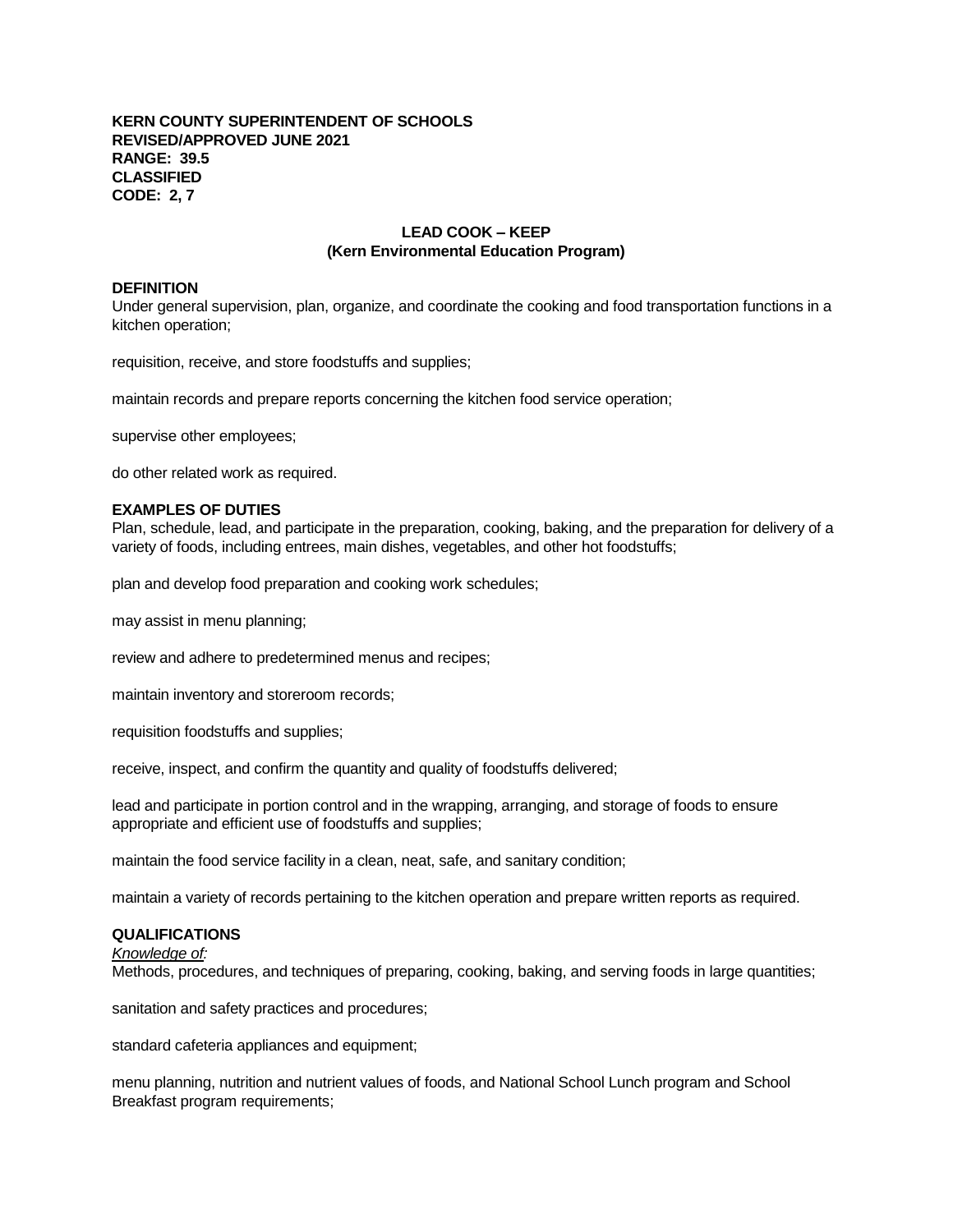**KERN COUNTY SUPERINTENDENT OF SCHOOLS**
**REVISED/APPROVED JUNE 2021**
**RANGE: 39.5**
**CLASSIFIED**
**CODE: 2, 7**

# LEAD COOK – KEEP
## (Kern Environmental Education Program)

### DEFINITION

Under general supervision, plan, organize, and coordinate the cooking and food transportation functions in a kitchen operation;

requisition, receive, and store foodstuffs and supplies;

maintain records and prepare reports concerning the kitchen food service operation;

supervise other employees;

do other related work as required.

### EXAMPLES OF DUTIES

Plan, schedule, lead, and participate in the preparation, cooking, baking, and the preparation for delivery of a variety of foods, including entrees, main dishes, vegetables, and other hot foodstuffs;

plan and develop food preparation and cooking work schedules;

may assist in menu planning;

review and adhere to predetermined menus and recipes;

maintain inventory and storeroom records;

requisition foodstuffs and supplies;

receive, inspect, and confirm the quantity and quality of foodstuffs delivered;

lead and participate in portion control and in the wrapping, arranging, and storage of foods to ensure appropriate and efficient use of foodstuffs and supplies;

maintain the food service facility in a clean, neat, safe, and sanitary condition;

maintain a variety of records pertaining to the kitchen operation and prepare written reports as required.

### QUALIFICATIONS

*Knowledge of:*

Methods, procedures, and techniques of preparing, cooking, baking, and serving foods in large quantities;

sanitation and safety practices and procedures;

standard cafeteria appliances and equipment;

menu planning, nutrition and nutrient values of foods, and National School Lunch program and School Breakfast program requirements;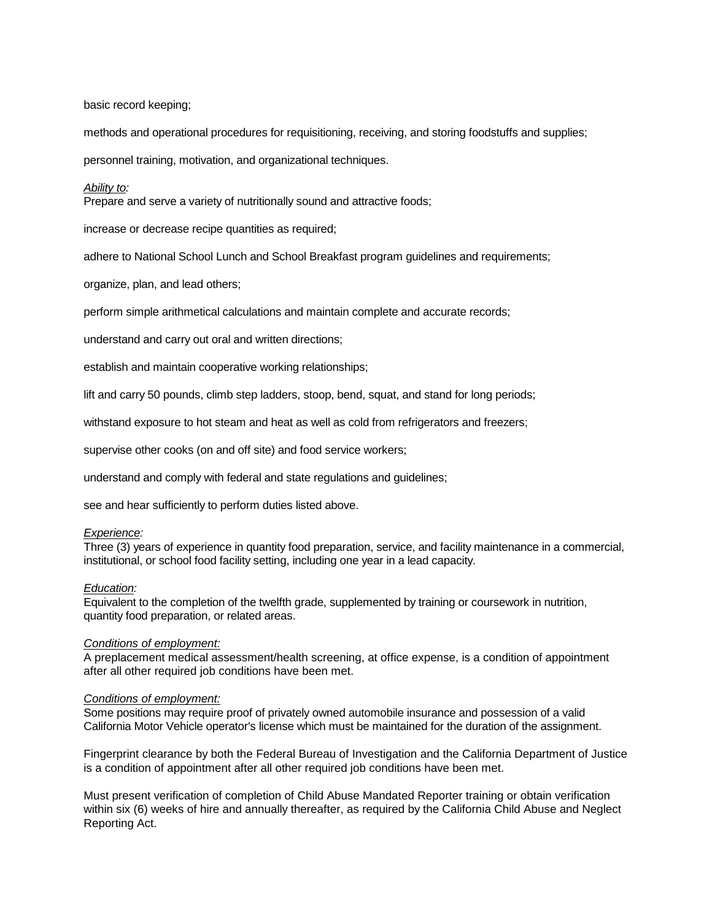basic record keeping;

methods and operational procedures for requisitioning, receiving, and storing foodstuffs and supplies;

personnel training, motivation, and organizational techniques.

*Ability to:*
Prepare and serve a variety of nutritionally sound and attractive foods;

increase or decrease recipe quantities as required;

adhere to National School Lunch and School Breakfast program guidelines and requirements;

organize, plan, and lead others;

perform simple arithmetical calculations and maintain complete and accurate records;

understand and carry out oral and written directions;

establish and maintain cooperative working relationships;

lift and carry 50 pounds, climb step ladders, stoop, bend, squat, and stand for long periods;

withstand exposure to hot steam and heat as well as cold from refrigerators and freezers;

supervise other cooks (on and off site) and food service workers;

understand and comply with federal and state regulations and guidelines;

see and hear sufficiently to perform duties listed above.

*Experience:*
Three (3) years of experience in quantity food preparation, service, and facility maintenance in a commercial, institutional, or school food facility setting, including one year in a lead capacity.

*Education:*
Equivalent to the completion of the twelfth grade, supplemented by training or coursework in nutrition, quantity food preparation, or related areas.

*Conditions of employment:*
A preplacement medical assessment/health screening, at office expense, is a condition of appointment after all other required job conditions have been met.

*Conditions of employment:*
Some positions may require proof of privately owned automobile insurance and possession of a valid California Motor Vehicle operator's license which must be maintained for the duration of the assignment.

Fingerprint clearance by both the Federal Bureau of Investigation and the California Department of Justice is a condition of appointment after all other required job conditions have been met.

Must present verification of completion of Child Abuse Mandated Reporter training or obtain verification within six (6) weeks of hire and annually thereafter, as required by the California Child Abuse and Neglect Reporting Act.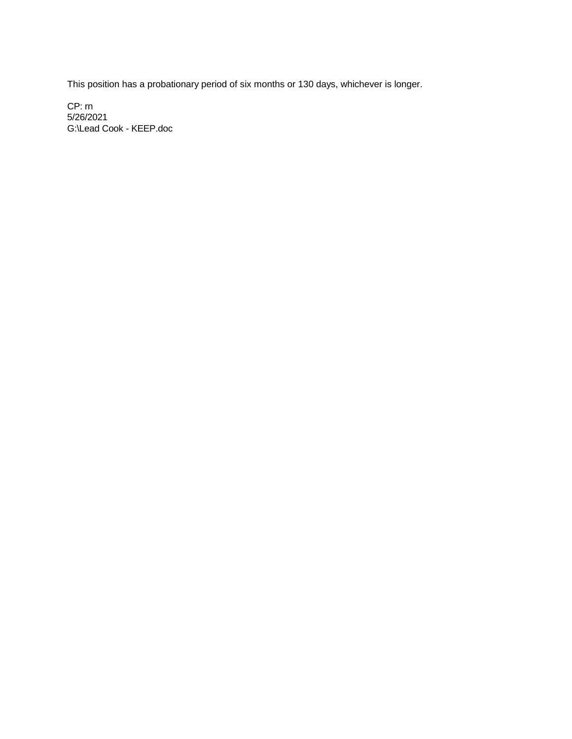This position has a probationary period of six months or 130 days, whichever is longer.

CP: rn
5/26/2021
G:\Lead Cook - KEEP.doc